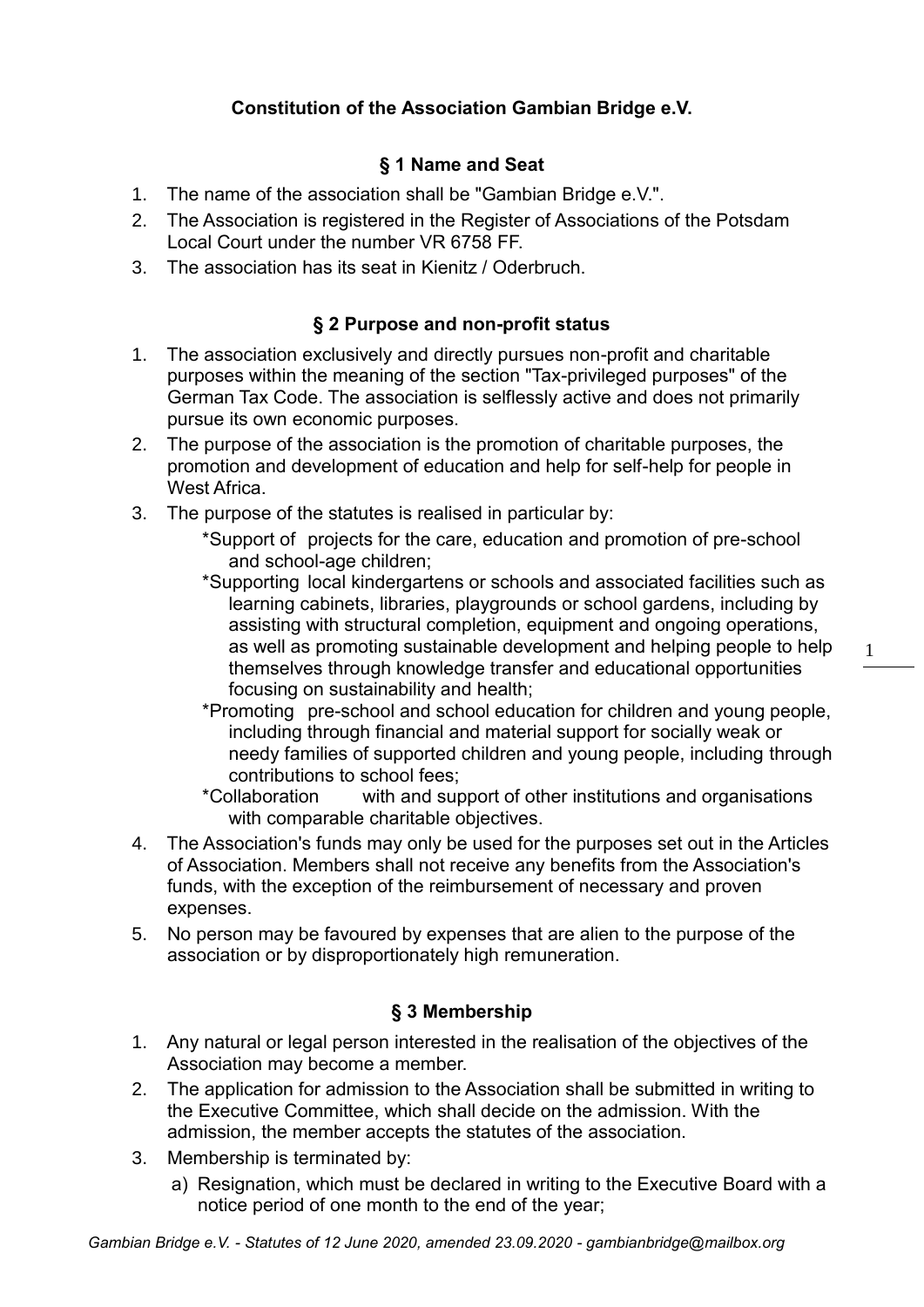# Constitution of the Association Gambian Bridge e.V.

## § 1 Name and Seat

1. The name of the association shall be "Gambian Bridge e.V.".
2. The Association is registered in the Register of Associations of the Potsdam Local Court under the number VR 6758 FF.
3. The association has its seat in Kienitz / Oderbruch.

## § 2 Purpose and non-profit status

1. The association exclusively and directly pursues non-profit and charitable purposes within the meaning of the section "Tax-privileged purposes" of the German Tax Code. The association is selflessly active and does not primarily pursue its own economic purposes.
2. The purpose of the association is the promotion of charitable purposes, the promotion and development of education and help for self-help for people in West Africa.
3. The purpose of the statutes is realised in particular by:
   - *Support of projects for the care, education and promotion of pre-school and school-age children;
   - *Supporting local kindergartens or schools and associated facilities such as learning cabinets, libraries, playgrounds or school gardens, including by assisting with structural completion, equipment and ongoing operations, as well as promoting sustainable development and helping people to help themselves through knowledge transfer and educational opportunities focusing on sustainability and health;
   - *Promoting pre-school and school education for children and young people, including through financial and material support for socially weak or needy families of supported children and young people, including through contributions to school fees;
   - *Collaboration with and support of other institutions and organisations with comparable charitable objectives.
4. The Association's funds may only be used for the purposes set out in the Articles of Association. Members shall not receive any benefits from the Association's funds, with the exception of the reimbursement of necessary and proven expenses.
5. No person may be favoured by expenses that are alien to the purpose of the association or by disproportionately high remuneration.

## § 3 Membership

1. Any natural or legal person interested in the realisation of the objectives of the Association may become a member.
2. The application for admission to the Association shall be submitted in writing to the Executive Committee, which shall decide on the admission. With the admission, the member accepts the statutes of the association.
3. Membership is terminated by:
   a) Resignation, which must be declared in writing to the Executive Board with a notice period of one month to the end of the year;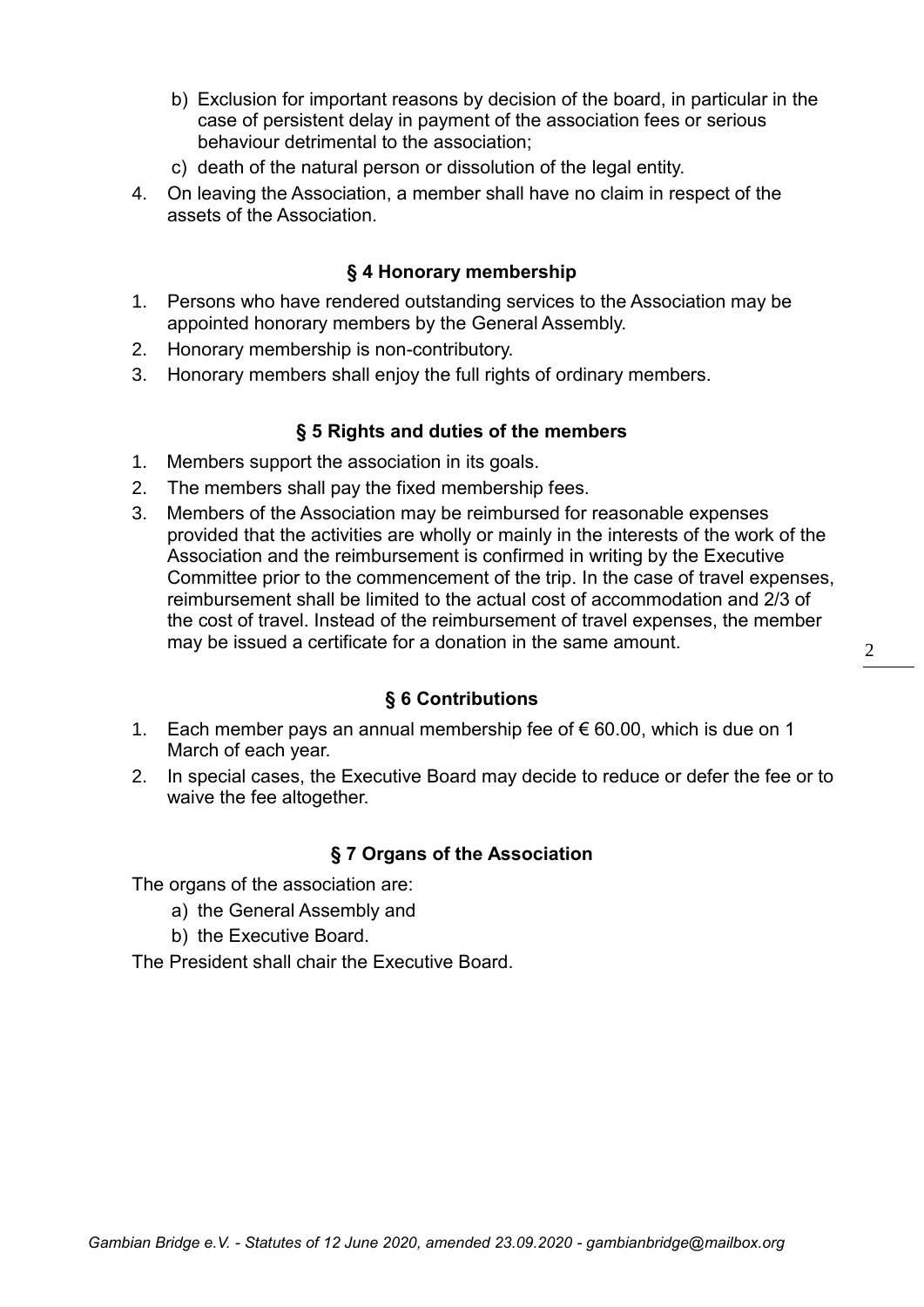b) Exclusion for important reasons by decision of the board, in particular in the case of persistent delay in payment of the association fees or serious behaviour detrimental to the association;

c) death of the natural person or dissolution of the legal entity.

4. On leaving the Association, a member shall have no claim in respect of the assets of the Association.

## § 4 Honorary membership

1. Persons who have rendered outstanding services to the Association may be appointed honorary members by the General Assembly.
2. Honorary membership is non-contributory.
3. Honorary members shall enjoy the full rights of ordinary members.

## § 5 Rights and duties of the members

1. Members support the association in its goals.
2. The members shall pay the fixed membership fees.
3. Members of the Association may be reimbursed for reasonable expenses provided that the activities are wholly or mainly in the interests of the work of the Association and the reimbursement is confirmed in writing by the Executive Committee prior to the commencement of the trip. In the case of travel expenses, reimbursement shall be limited to the actual cost of accommodation and 2/3 of the cost of travel. Instead of the reimbursement of travel expenses, the member may be issued a certificate for a donation in the same amount.

## § 6 Contributions

1. Each member pays an annual membership fee of € 60.00, which is due on 1 March of each year.
2. In special cases, the Executive Board may decide to reduce or defer the fee or to waive the fee altogether.

## § 7 Organs of the Association

The organs of the association are:

a) the General Assembly and

b) the Executive Board.

The President shall chair the Executive Board.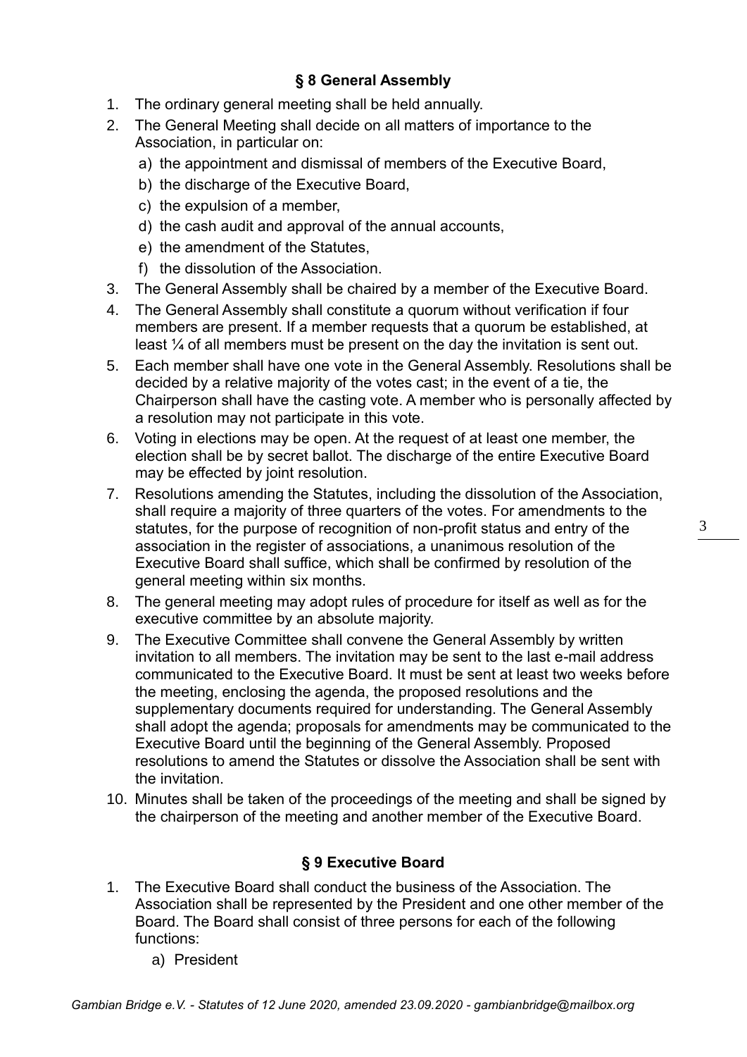## § 8 General Assembly

1. The ordinary general meeting shall be held annually.
2. The General Meeting shall decide on all matters of importance to the Association, in particular on:
   a) the appointment and dismissal of members of the Executive Board,
   b) the discharge of the Executive Board,
   c) the expulsion of a member,
   d) the cash audit and approval of the annual accounts,
   e) the amendment of the Statutes,
   f) the dissolution of the Association.
3. The General Assembly shall be chaired by a member of the Executive Board.
4. The General Assembly shall constitute a quorum without verification if four members are present. If a member requests that a quorum be established, at least ¼ of all members must be present on the day the invitation is sent out.
5. Each member shall have one vote in the General Assembly. Resolutions shall be decided by a relative majority of the votes cast; in the event of a tie, the Chairperson shall have the casting vote. A member who is personally affected by a resolution may not participate in this vote.
6. Voting in elections may be open. At the request of at least one member, the election shall be by secret ballot. The discharge of the entire Executive Board may be effected by joint resolution.
7. Resolutions amending the Statutes, including the dissolution of the Association, shall require a majority of three quarters of the votes. For amendments to the statutes, for the purpose of recognition of non-profit status and entry of the association in the register of associations, a unanimous resolution of the Executive Board shall suffice, which shall be confirmed by resolution of the general meeting within six months.
8. The general meeting may adopt rules of procedure for itself as well as for the executive committee by an absolute majority.
9. The Executive Committee shall convene the General Assembly by written invitation to all members. The invitation may be sent to the last e-mail address communicated to the Executive Board. It must be sent at least two weeks before the meeting, enclosing the agenda, the proposed resolutions and the supplementary documents required for understanding. The General Assembly shall adopt the agenda; proposals for amendments may be communicated to the Executive Board until the beginning of the General Assembly. Proposed resolutions to amend the Statutes or dissolve the Association shall be sent with the invitation.
10. Minutes shall be taken of the proceedings of the meeting and shall be signed by the chairperson of the meeting and another member of the Executive Board.

## § 9 Executive Board

1. The Executive Board shall conduct the business of the Association. The Association shall be represented by the President and one other member of the Board. The Board shall consist of three persons for each of the following functions:
   a) President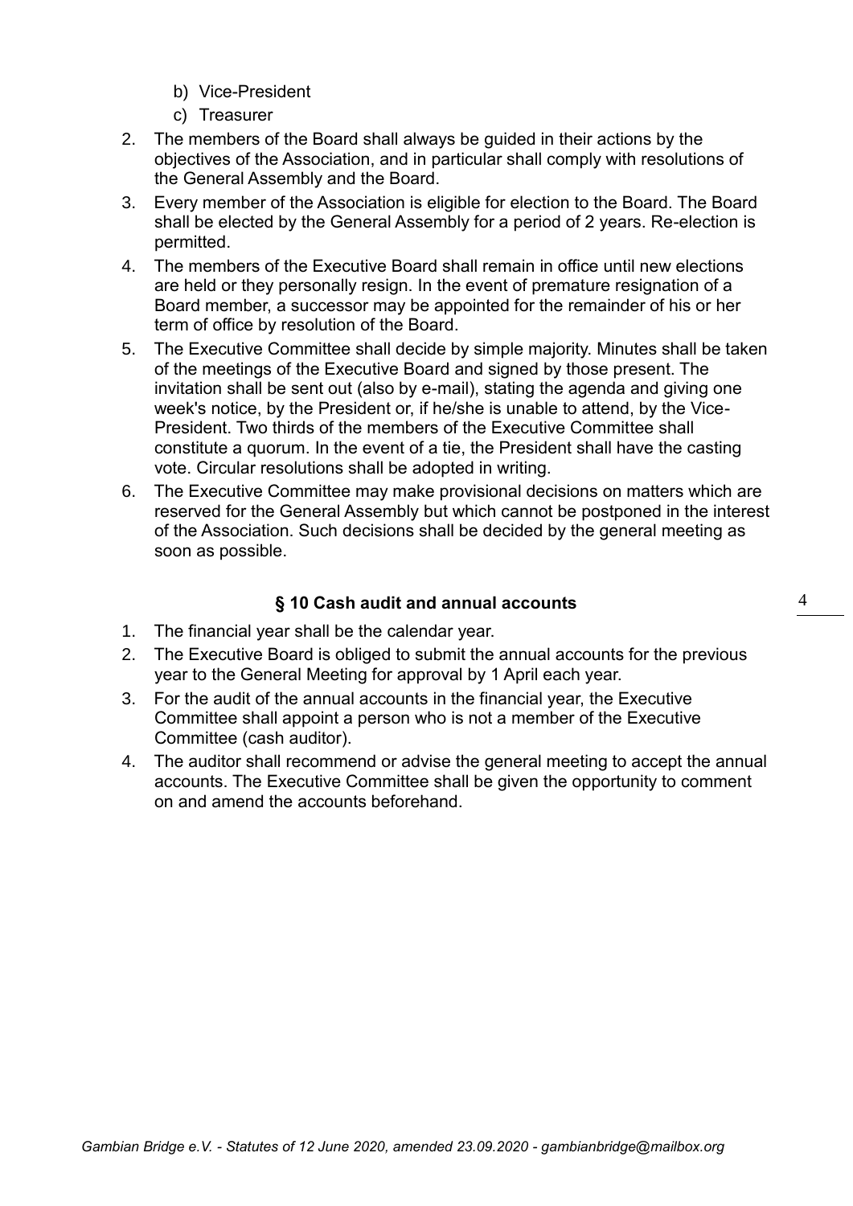b) Vice-President
   c) Treasurer

2. The members of the Board shall always be guided in their actions by the objectives of the Association, and in particular shall comply with resolutions of the General Assembly and the Board.
3. Every member of the Association is eligible for election to the Board. The Board shall be elected by the General Assembly for a period of 2 years. Re-election is permitted.
4. The members of the Executive Board shall remain in office until new elections are held or they personally resign. In the event of premature resignation of a Board member, a successor may be appointed for the remainder of his or her term of office by resolution of the Board.
5. The Executive Committee shall decide by simple majority. Minutes shall be taken of the meetings of the Executive Board and signed by those present. The invitation shall be sent out (also by e-mail), stating the agenda and giving one week's notice, by the President or, if he/she is unable to attend, by the Vice-President. Two thirds of the members of the Executive Committee shall constitute a quorum. In the event of a tie, the President shall have the casting vote. Circular resolutions shall be adopted in writing.
6. The Executive Committee may make provisional decisions on matters which are reserved for the General Assembly but which cannot be postponed in the interest of the Association. Such decisions shall be decided by the general meeting as soon as possible.

### § 10 Cash audit and annual accounts

1. The financial year shall be the calendar year.
2. The Executive Board is obliged to submit the annual accounts for the previous year to the General Meeting for approval by 1 April each year.
3. For the audit of the annual accounts in the financial year, the Executive Committee shall appoint a person who is not a member of the Executive Committee (cash auditor).
4. The auditor shall recommend or advise the general meeting to accept the annual accounts. The Executive Committee shall be given the opportunity to comment on and amend the accounts beforehand.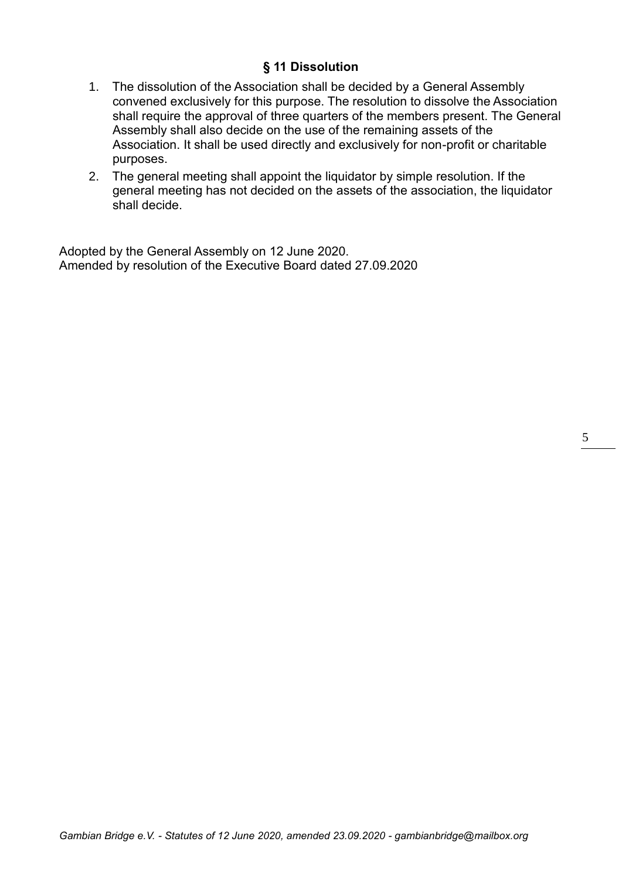### § 11 Dissolution

1. The dissolution of the Association shall be decided by a General Assembly convened exclusively for this purpose. The resolution to dissolve the Association shall require the approval of three quarters of the members present. The General Assembly shall also decide on the use of the remaining assets of the Association. It shall be used directly and exclusively for non-profit or charitable purposes.
2. The general meeting shall appoint the liquidator by simple resolution. If the general meeting has not decided on the assets of the association, the liquidator shall decide.

Adopted by the General Assembly on 12 June 2020.
Amended by resolution of the Executive Board dated 27.09.2020